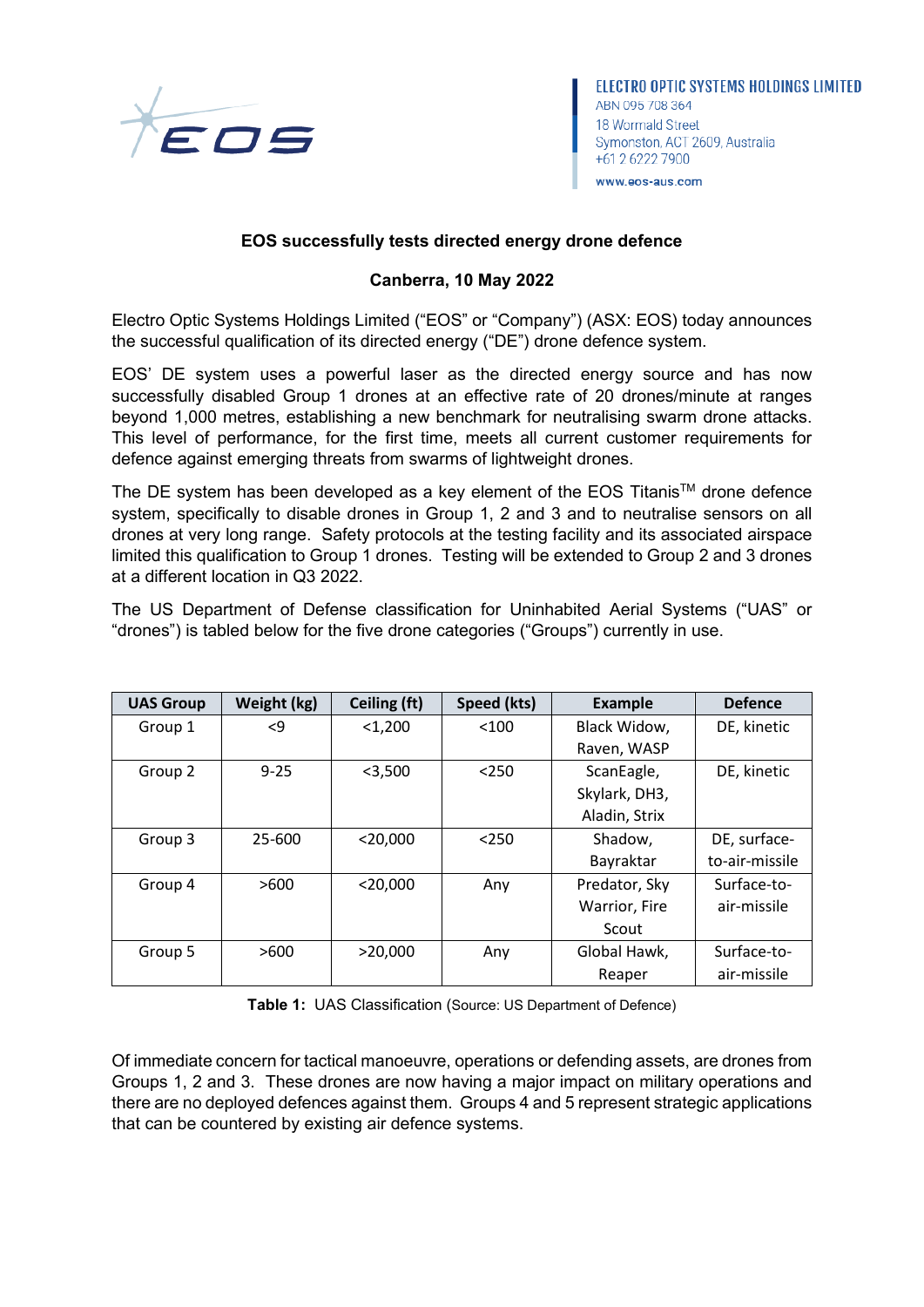ELECTRO OPTIC SYSTEMS HOLDINGS LIMITED
ABN 095 708 364
18 Wormald Street
Symonston, ACT 2609, Australia
+61 2 6222 7900
www.eos-aus.com

**EOS successfully tests directed energy drone defence**

**Canberra, 10 May 2022**

Electro Optic Systems Holdings Limited ("EOS" or "Company") (ASX: EOS) today announces the successful qualification of its directed energy ("DE") drone defence system.

EOS' DE system uses a powerful laser as the directed energy source and has now successfully disabled Group 1 drones at an effective rate of 20 drones/minute at ranges beyond 1,000 metres, establishing a new benchmark for neutralising swarm drone attacks. This level of performance, for the first time, meets all current customer requirements for defence against emerging threats from swarms of lightweight drones.

The DE system has been developed as a key element of the EOS Titanis™ drone defence system, specifically to disable drones in Group 1, 2 and 3 and to neutralise sensors on all drones at very long range. Safety protocols at the testing facility and its associated airspace limited this qualification to Group 1 drones. Testing will be extended to Group 2 and 3 drones at a different location in Q3 2022.

The US Department of Defense classification for Uninhabited Aerial Systems ("UAS" or "drones") is tabled below for the five drone categories ("Groups") currently in use.

| UAS Group | Weight (kg) | Ceiling (ft) | Speed (kts) | Example | Defence |
|---|---|---|---|---|---|
| Group 1 | <9 | <1,200 | <100 | Black Widow, Raven, WASP | DE, kinetic |
| Group 2 | 9-25 | <3,500 | <250 | ScanEagle, Skylark, DH3, Aladin, Strix | DE, kinetic |
| Group 3 | 25-600 | <20,000 | <250 | Shadow, Bayraktar | DE, surface-to-air-missile |
| Group 4 | >600 | <20,000 | Any | Predator, Sky Warrior, Fire Scout | Surface-to-air-missile |
| Group 5 | >600 | >20,000 | Any | Global Hawk, Reaper | Surface-to-air-missile |

**Table 1:** UAS Classification (Source: US Department of Defence)

Of immediate concern for tactical manoeuvre, operations or defending assets, are drones from Groups 1, 2 and 3. These drones are now having a major impact on military operations and there are no deployed defences against them. Groups 4 and 5 represent strategic applications that can be countered by existing air defence systems.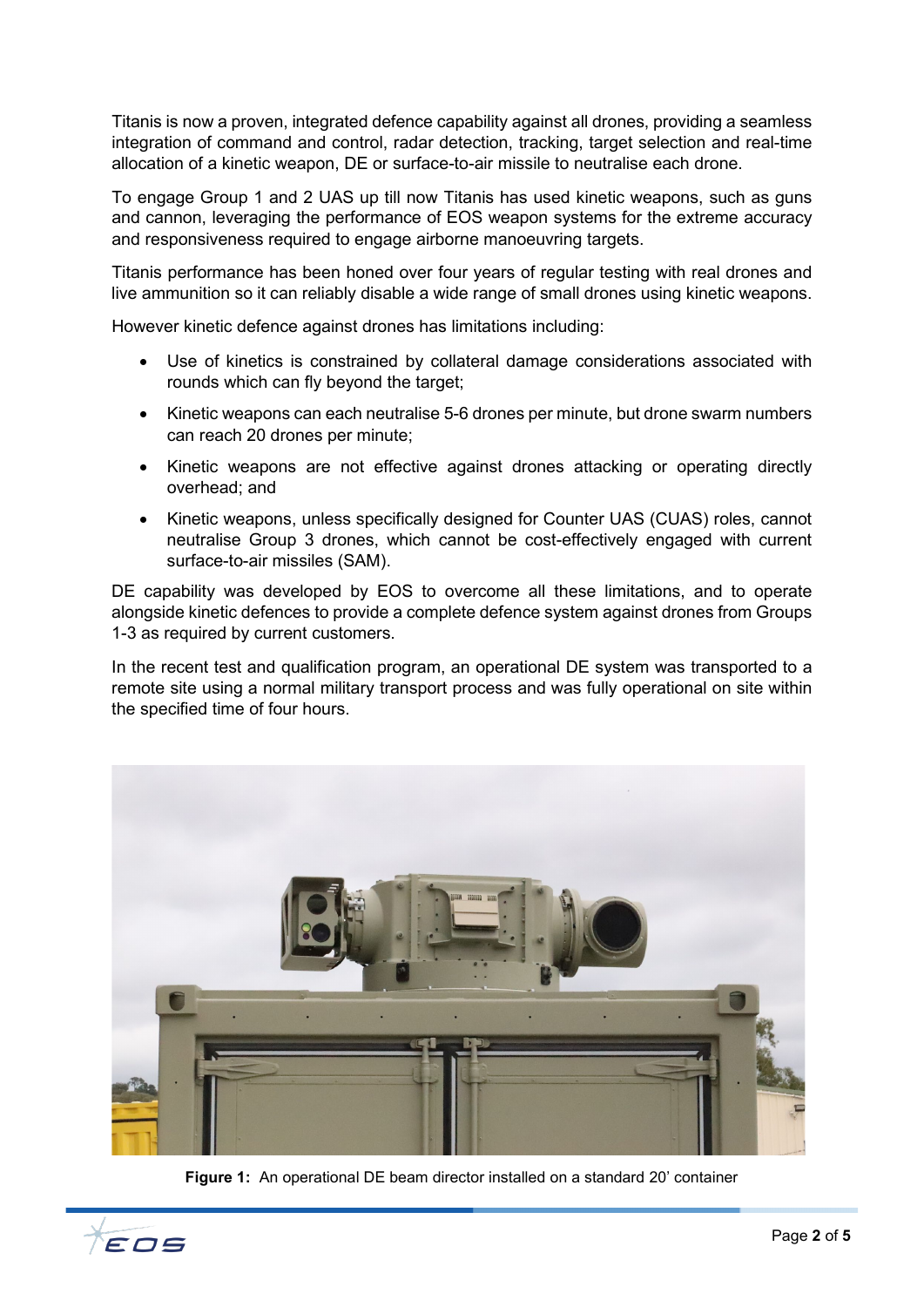Titanis is now a proven, integrated defence capability against all drones, providing a seamless integration of command and control, radar detection, tracking, target selection and real-time allocation of a kinetic weapon, DE or surface-to-air missile to neutralise each drone.

To engage Group 1 and 2 UAS up till now Titanis has used kinetic weapons, such as guns and cannon, leveraging the performance of EOS weapon systems for the extreme accuracy and responsiveness required to engage airborne manoeuvring targets.

Titanis performance has been honed over four years of regular testing with real drones and live ammunition so it can reliably disable a wide range of small drones using kinetic weapons.

However kinetic defence against drones has limitations including:

- Use of kinetics is constrained by collateral damage considerations associated with rounds which can fly beyond the target;
- Kinetic weapons can each neutralise 5-6 drones per minute, but drone swarm numbers can reach 20 drones per minute;
- Kinetic weapons are not effective against drones attacking or operating directly overhead; and
- Kinetic weapons, unless specifically designed for Counter UAS (CUAS) roles, cannot neutralise Group 3 drones, which cannot be cost-effectively engaged with current surface-to-air missiles (SAM).

DE capability was developed by EOS to overcome all these limitations, and to operate alongside kinetic defences to provide a complete defence system against drones from Groups 1-3 as required by current customers.

In the recent test and qualification program, an operational DE system was transported to a remote site using a normal military transport process and was fully operational on site within the specified time of four hours.

**Figure 1:** An operational DE beam director installed on a standard 20' container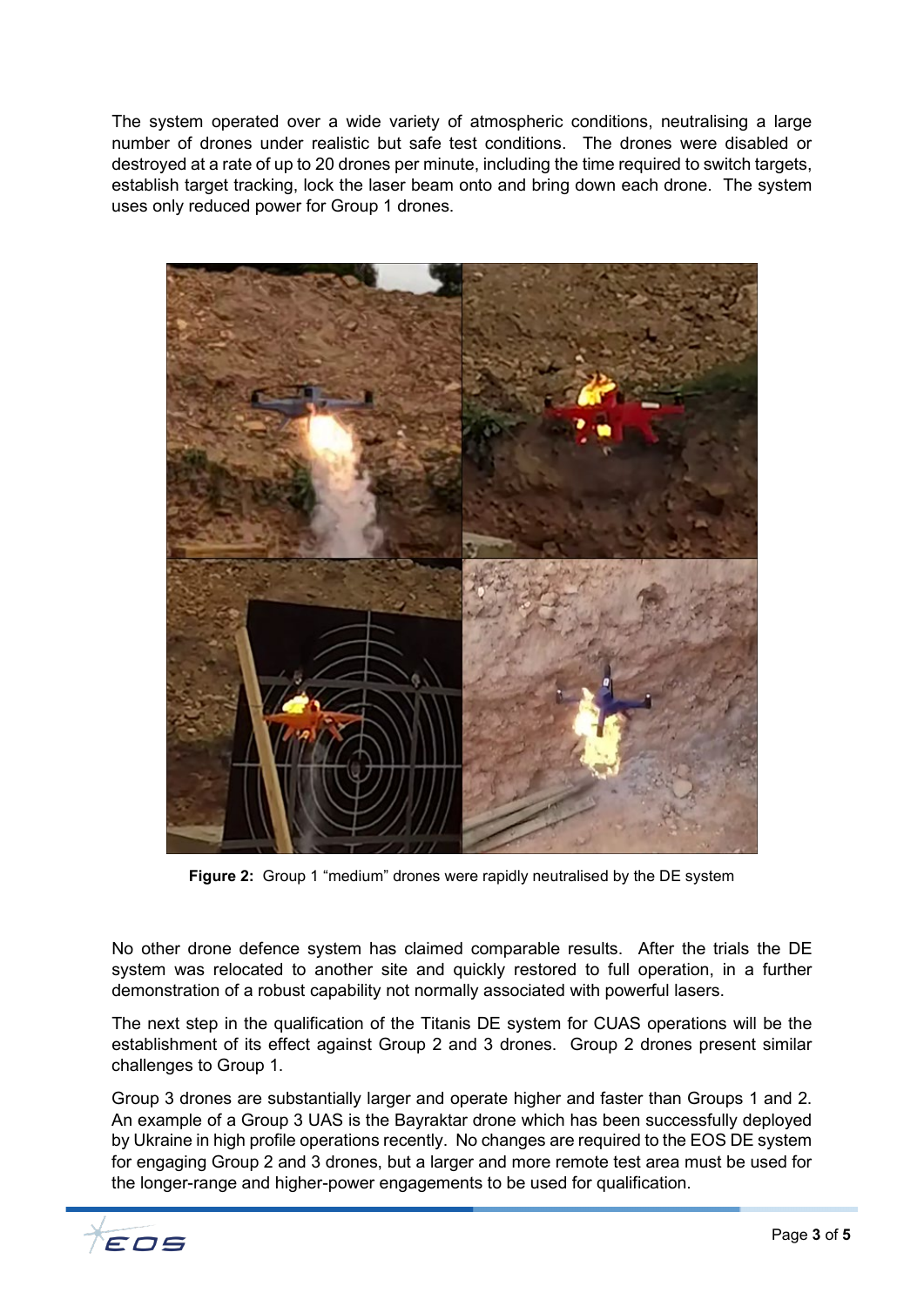The system operated over a wide variety of atmospheric conditions, neutralising a large number of drones under realistic but safe test conditions. The drones were disabled or destroyed at a rate of up to 20 drones per minute, including the time required to switch targets, establish target tracking, lock the laser beam onto and bring down each drone. The system uses only reduced power for Group 1 drones.

**Figure 2:** Group 1 "medium" drones were rapidly neutralised by the DE system

No other drone defence system has claimed comparable results. After the trials the DE system was relocated to another site and quickly restored to full operation, in a further demonstration of a robust capability not normally associated with powerful lasers.

The next step in the qualification of the Titanis DE system for CUAS operations will be the establishment of its effect against Group 2 and 3 drones. Group 2 drones present similar challenges to Group 1.

Group 3 drones are substantially larger and operate higher and faster than Groups 1 and 2. An example of a Group 3 UAS is the Bayraktar drone which has been successfully deployed by Ukraine in high profile operations recently. No changes are required to the EOS DE system for engaging Group 2 and 3 drones, but a larger and more remote test area must be used for the longer-range and higher-power engagements to be used for qualification.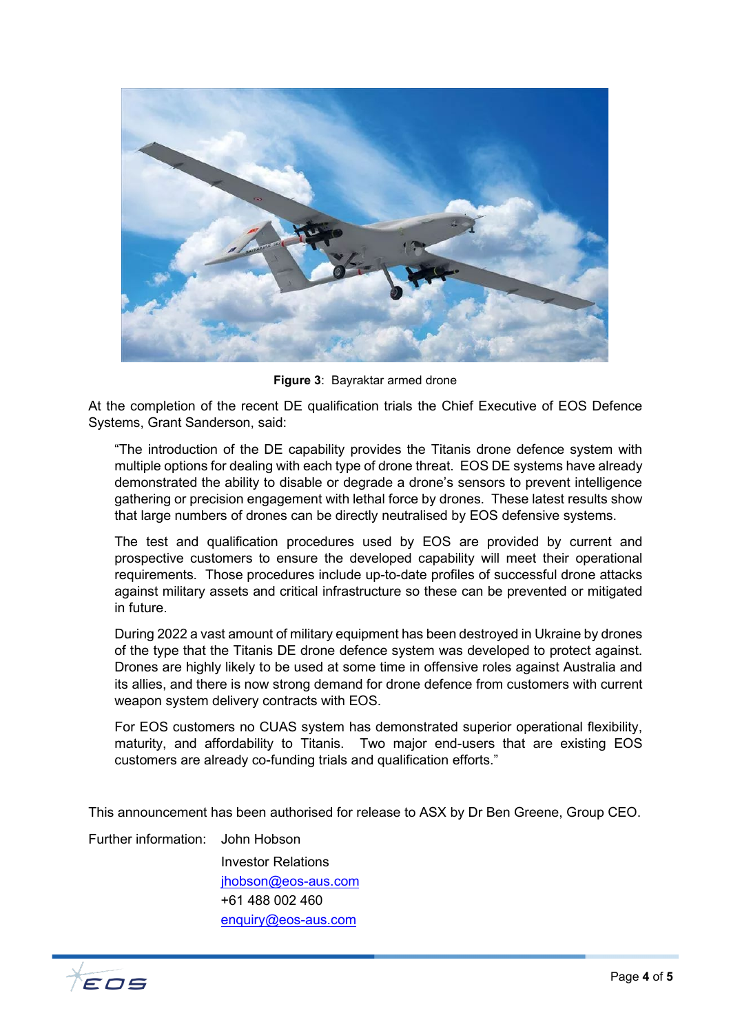**Figure 3**: Bayraktar armed drone

At the completion of the recent DE qualification trials the Chief Executive of EOS Defence Systems, Grant Sanderson, said:

> "The introduction of the DE capability provides the Titanis drone defence system with multiple options for dealing with each type of drone threat. EOS DE systems have already demonstrated the ability to disable or degrade a drone's sensors to prevent intelligence gathering or precision engagement with lethal force by drones. These latest results show that large numbers of drones can be directly neutralised by EOS defensive systems.
>
> The test and qualification procedures used by EOS are provided by current and prospective customers to ensure the developed capability will meet their operational requirements. Those procedures include up-to-date profiles of successful drone attacks against military assets and critical infrastructure so these can be prevented or mitigated in future.
>
> During 2022 a vast amount of military equipment has been destroyed in Ukraine by drones of the type that the Titanis DE drone defence system was developed to protect against. Drones are highly likely to be used at some time in offensive roles against Australia and its allies, and there is now strong demand for drone defence from customers with current weapon system delivery contracts with EOS.
>
> For EOS customers no CUAS system has demonstrated superior operational flexibility, maturity, and affordability to Titanis. Two major end-users that are existing EOS customers are already co-funding trials and qualification efforts."

This announcement has been authorised for release to ASX by Dr Ben Greene, Group CEO.

Further information: John Hobson
Investor Relations
jhobson@eos-aus.com
+61 488 002 460
enquiry@eos-aus.com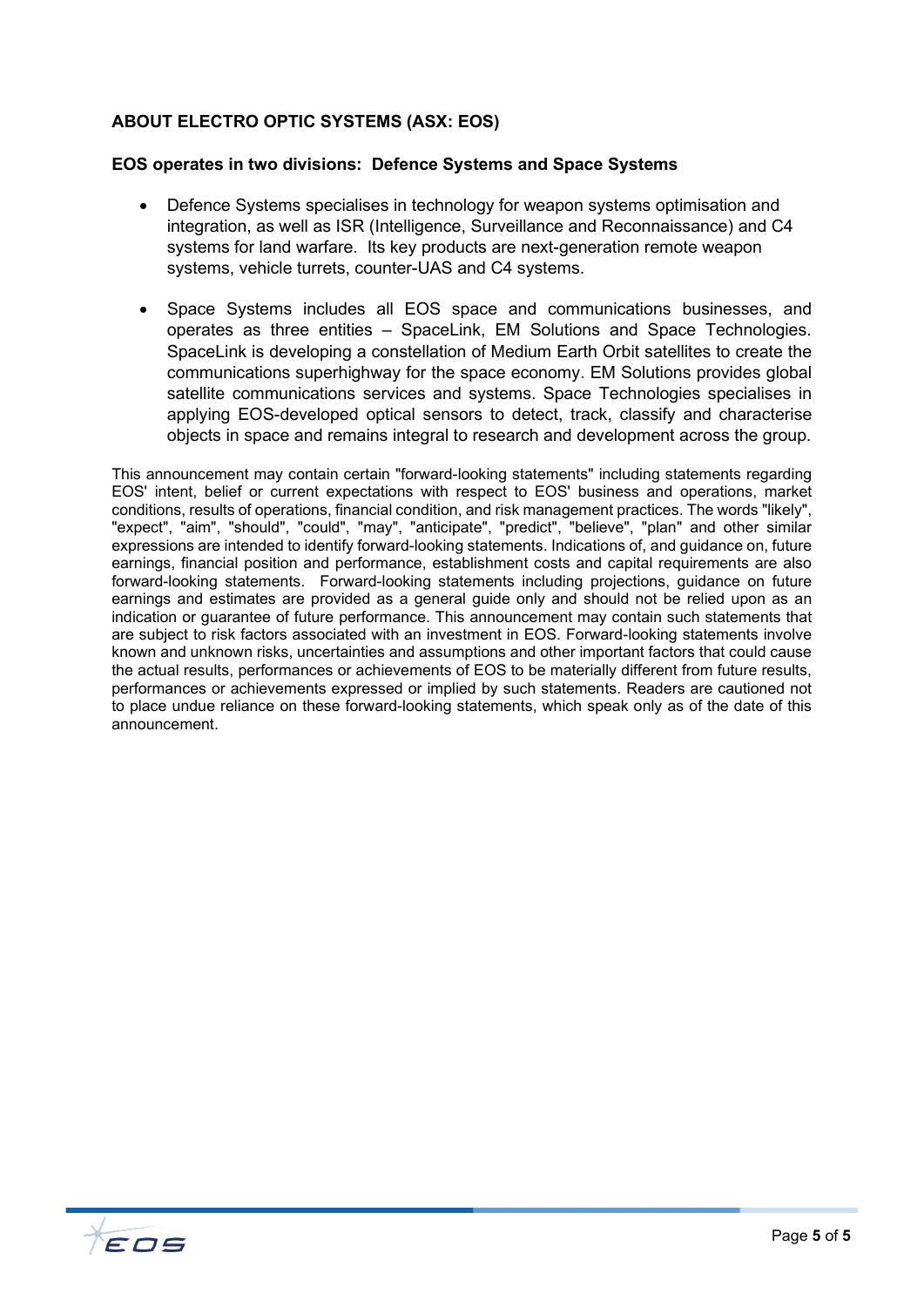## ABOUT ELECTRO OPTIC SYSTEMS (ASX: EOS)

**EOS operates in two divisions: Defence Systems and Space Systems**

- Defence Systems specialises in technology for weapon systems optimisation and integration, as well as ISR (Intelligence, Surveillance and Reconnaissance) and C4 systems for land warfare. Its key products are next-generation remote weapon systems, vehicle turrets, counter-UAS and C4 systems.

- Space Systems includes all EOS space and communications businesses, and operates as three entities – SpaceLink, EM Solutions and Space Technologies. SpaceLink is developing a constellation of Medium Earth Orbit satellites to create the communications superhighway for the space economy. EM Solutions provides global satellite communications services and systems. Space Technologies specialises in applying EOS-developed optical sensors to detect, track, classify and characterise objects in space and remains integral to research and development across the group.

This announcement may contain certain "forward-looking statements" including statements regarding EOS' intent, belief or current expectations with respect to EOS' business and operations, market conditions, results of operations, financial condition, and risk management practices. The words "likely", "expect", "aim", "should", "could", "may", "anticipate", "predict", "believe", "plan" and other similar expressions are intended to identify forward-looking statements. Indications of, and guidance on, future earnings, financial position and performance, establishment costs and capital requirements are also forward-looking statements. Forward-looking statements including projections, guidance on future earnings and estimates are provided as a general guide only and should not be relied upon as an indication or guarantee of future performance. This announcement may contain such statements that are subject to risk factors associated with an investment in EOS. Forward-looking statements involve known and unknown risks, uncertainties and assumptions and other important factors that could cause the actual results, performances or achievements of EOS to be materially different from future results, performances or achievements expressed or implied by such statements. Readers are cautioned not to place undue reliance on these forward-looking statements, which speak only as of the date of this announcement.